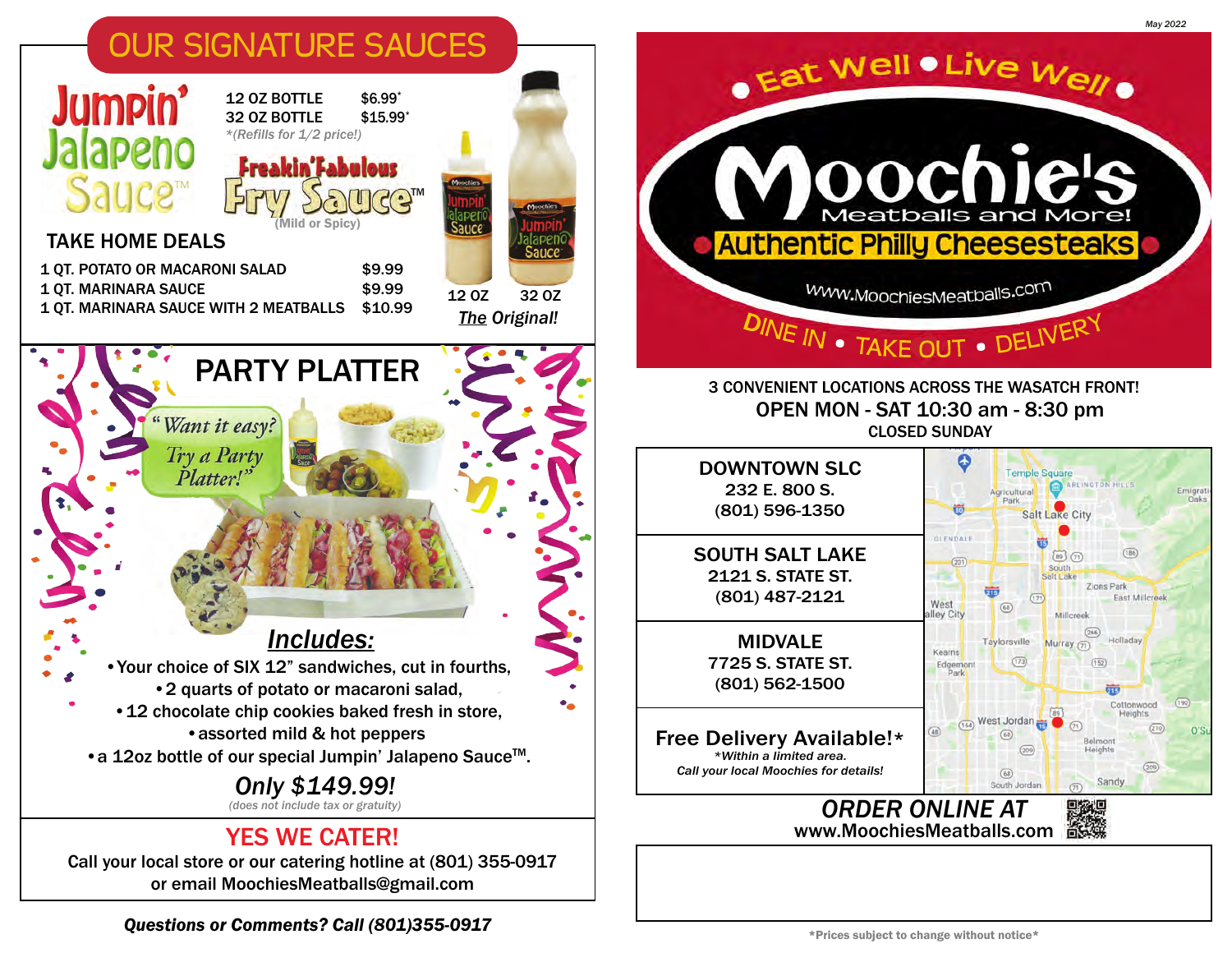May 2022

# OUR SIGNATURE SAUCES

**Jumpin' Jalapeno Sauce™**

| | |
|---|---|
| 12 OZ BOTTLE | $6.99* |
| 32 OZ BOTTLE | $15.99* |

*(Refills for 1/2 price!)*

**Freakin' Fabulous Fry Sauce™** (Mild or Spicy)

12 OZ — 32 OZ

*The Original!*

## TAKE HOME DEALS

| | |
|---|---|
| 1 QT. POTATO OR MACARONI SALAD | $9.99 |
| 1 QT. MARINARA SAUCE | $9.99 |
| 1 QT. MARINARA SAUCE WITH 2 MEATBALLS | $10.99 |

## PARTY PLATTER

*"Want it easy? Try a Party Platter!"*

### *Includes:*

- Your choice of SIX 12" sandwiches, cut in fourths,
- 2 quarts of potato or macaroni salad,
- 12 chocolate chip cookies baked fresh in store,
- assorted mild & hot peppers
- a 12oz bottle of our special Jumpin' Jalapeno Sauce™.

***Only $149.99!***

*(does not include tax or gratuity)*

## YES WE CATER!

Call your local store or our catering hotline at (801) 355-0917 or email MoochiesMeatballs@gmail.com

***Questions or Comments? Call (801)355-0917***

---

Eat Well • Live Well •

# Moochie's

Meatballs and More!

**Authentic Philly Cheesesteaks**

www.MoochiesMeatballs.com

DINE IN • TAKE OUT • DELIVERY

3 CONVENIENT LOCATIONS ACROSS THE WASATCH FRONT!

**OPEN MON - SAT 10:30 am - 8:30 pm**

CLOSED SUNDAY

**DOWNTOWN SLC**
232 E. 800 S.
(801) 596-1350

**SOUTH SALT LAKE**
2121 S. STATE ST.
(801) 487-2121

**MIDVALE**
7725 S. STATE ST.
(801) 562-1500

**Free Delivery Available!***
*\*Within a limited area.*
*Call your local Moochies for details!*

***ORDER ONLINE AT***
**www.MoochiesMeatballs.com**

\*Prices subject to change without notice\*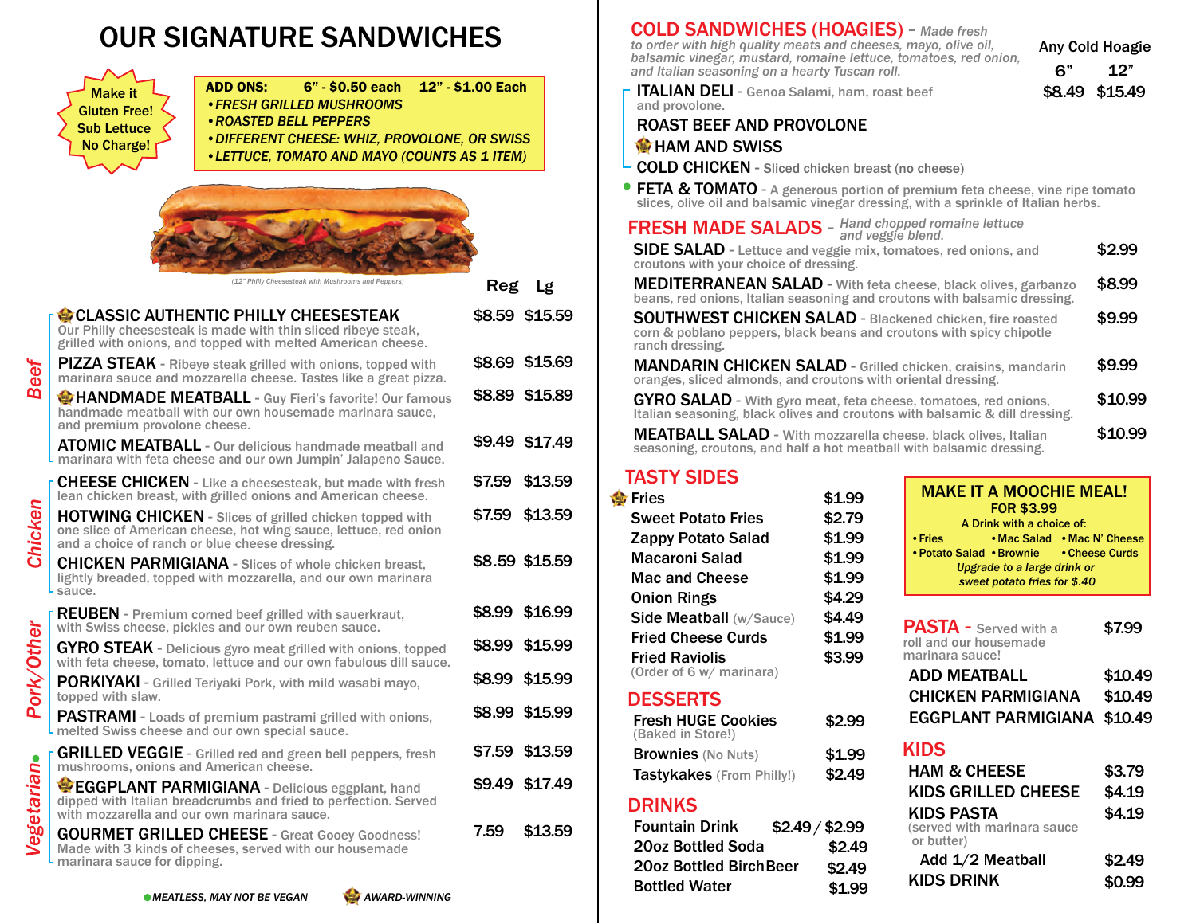# OUR SIGNATURE SANDWICHES

Make it Gluten Free! Sub Lettuce No Charge!

**ADD ONS:** 6" - $0.50 each 12" - $1.00 Each

- *FRESH GRILLED MUSHROOMS*
- *ROASTED BELL PEPPERS*
- *DIFFERENT CHEESE: WHIZ, PROVOLONE, OR SWISS*
- *LETTUCE, TOMATO AND MAYO (COUNTS AS 1 ITEM)*

*(12" Philly Cheesesteak with Mushrooms and Peppers)*

## Beef

| | Reg | Lg |
|---|---|---|
| **CLASSIC AUTHENTIC PHILLY CHEESESTEAK** (award-winning) - Our Philly cheesesteak is made with thin sliced ribeye steak, grilled with onions, and topped with melted American cheese. | $8.59 | $15.59 |
| **PIZZA STEAK** - Ribeye steak grilled with onions, topped with marinara sauce and mozzarella cheese. Tastes like a great pizza. | $8.69 | $15.69 |
| **HANDMADE MEATBALL** (award-winning) - Guy Fieri's favorite! Our famous handmade meatball with our own housemade marinara sauce, and premium provolone cheese. | $8.89 | $15.89 |
| **ATOMIC MEATBALL** - Our delicious handmade meatball and marinara with feta cheese and our own Jumpin' Jalapeno Sauce. | $9.49 | $17.49 |

## Chicken

| | Reg | Lg |
|---|---|---|
| **CHEESE CHICKEN** - Like a cheesesteak, but made with fresh lean chicken breast, with grilled onions and American cheese. | $7.59 | $13.59 |
| **HOTWING CHICKEN** - Slices of grilled chicken topped with one slice of American cheese, hot wing sauce, lettuce, red onion and a choice of ranch or blue cheese dressing. | $7.59 | $13.59 |
| **CHICKEN PARMIGIANA** - Slices of whole chicken breast, lightly breaded, topped with mozzarella, and our own marinara sauce. | $8.59 | $15.59 |

## Pork/Other

| | Reg | Lg |
|---|---|---|
| **REUBEN** - Premium corned beef grilled with sauerkraut, with Swiss cheese, pickles and our own reuben sauce. | $8.99 | $16.99 |
| **GYRO STEAK** - Delicious gyro meat grilled with onions, topped with feta cheese, tomato, lettuce and our own fabulous dill sauce. | $8.99 | $15.99 |
| **PORKIYAKI** - Grilled Teriyaki Pork, with mild wasabi mayo, topped with slaw. | $8.99 | $15.99 |
| **PASTRAMI** - Loads of premium pastrami grilled with onions, melted Swiss cheese and our own special sauce. | $8.99 | $15.99 |

## Vegetarian ●

| | Reg | Lg |
|---|---|---|
| **GRILLED VEGGIE** - Grilled red and green bell peppers, fresh mushrooms, onions and American cheese. | $7.59 | $13.59 |
| **EGGPLANT PARMIGIANA** (award-winning) - Delicious eggplant, hand dipped with Italian breadcrumbs and fried to perfection. Served with mozzarella and our own marinara sauce. | $9.49 | $17.49 |
| **GOURMET GRILLED CHEESE** - Great Gooey Goodness! Made with 3 kinds of cheeses, served with our housemade marinara sauce for dipping. | 7.59 | $13.59 |

*● MEATLESS, MAY NOT BE VEGAN* *(star) AWARD-WINNING*

## COLD SANDWICHES (HOAGIES)

*Made fresh to order with high quality meats and cheeses, mayo, olive oil, balsamic vinegar, mustard, romaine lettuce, tomatoes, red onion, and Italian seasoning on a hearty Tuscan roll.*

Any Cold Hoagie: 6" $8.49 | 12" $15.49

- **ITALIAN DELI** - Genoa Salami, ham, roast beef and provolone.
- **ROAST BEEF AND PROVOLONE**
- **HAM AND SWISS** (award-winning)
- **COLD CHICKEN** - Sliced chicken breast (no cheese)
- ● **FETA & TOMATO** - A generous portion of premium feta cheese, vine ripe tomato slices, olive oil and balsamic vinegar dressing, with a sprinkle of Italian herbs.

## FRESH MADE SALADS

*Hand chopped romaine lettuce and veggie blend.*

| | |
|---|---|
| **SIDE SALAD** - Lettuce and veggie mix, tomatoes, red onions, and croutons with your choice of dressing. | $2.99 |
| **MEDITERRANEAN SALAD** - With feta cheese, black olives, garbanzo beans, red onions, Italian seasoning and croutons with balsamic dressing. | $8.99 |
| **SOUTHWEST CHICKEN SALAD** - Blackened chicken, fire roasted corn & poblano peppers, black beans and croutons with spicy chipotle ranch dressing. | $9.99 |
| **MANDARIN CHICKEN SALAD** - Grilled chicken, craisins, mandarin oranges, sliced almonds, and croutons with oriental dressing. | $9.99 |
| **GYRO SALAD** - With gyro meat, feta cheese, tomatoes, red onions, Italian seasoning, black olives and croutons with balsamic & dill dressing. | $10.99 |
| **MEATBALL SALAD** - With mozzarella cheese, black olives, Italian seasoning, croutons, and half a hot meatball with balsamic dressing. | $10.99 |

## TASTY SIDES

| | |
|---|---|
| Fries (award-winning) | $1.99 |
| Sweet Potato Fries | $2.79 |
| Zappy Potato Salad | $1.99 |
| Macaroni Salad | $1.99 |
| Mac and Cheese | $1.99 |
| Onion Rings | $4.29 |
| Side Meatball (w/Sauce) | $4.49 |
| Fried Cheese Curds | $1.99 |
| Fried Raviolis (Order of 6 w/ marinara) | $3.99 |

## MAKE IT A MOOCHIE MEAL!

**FOR $3.99**

A Drink with a choice of:

- Fries
- Mac Salad
- Mac N' Cheese
- Potato Salad
- Brownie
- Cheese Curds

*Upgrade to a large drink or sweet potato fries for $.40*

## DESSERTS

| | |
|---|---|
| Fresh HUGE Cookies (Baked in Store!) | $2.99 |
| Brownies (No Nuts) | $1.99 |
| Tastykakes (From Philly!) | $2.49 |

## DRINKS

| | |
|---|---|
| Fountain Drink | $2.49 / $2.99 |
| 20oz Bottled Soda | $2.49 |
| 20oz Bottled BirchBeer | $2.49 |
| Bottled Water | $1.99 |

## PASTA

Served with a roll and our housemade marinara sauce! $7.99

| | |
|---|---|
| ADD MEATBALL | $10.49 |
| CHICKEN PARMIGIANA | $10.49 |
| EGGPLANT PARMIGIANA | $10.49 |

## KIDS

| | |
|---|---|
| HAM & CHEESE | $3.79 |
| KIDS GRILLED CHEESE | $4.19 |
| KIDS PASTA (served with marinara sauce or butter) | $4.19 |
| Add 1/2 Meatball | $2.49 |
| KIDS DRINK | $0.99 |